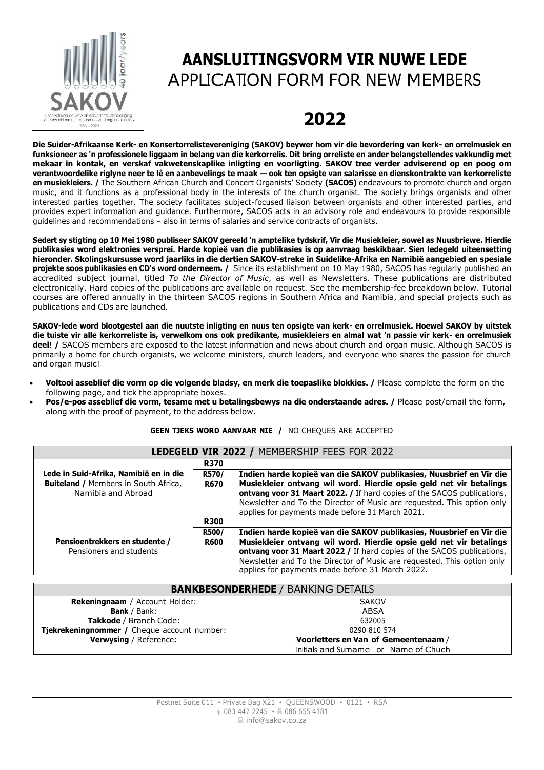# AANSLUITINGSVORM VIR NUWE LEDE
## APPLICATION FORM FOR NEW MEMBERS

# 2022

**Die Suider-Afrikaanse Kerk- en Konsertorrelistevereniging (SAKOV) beywer hom vir die bevordering van kerk- en orrelmusiek en funksioneer as 'n professionele liggaam in belang van die kerkorrelis. Dit bring orreliste en ander belangstellendes vakkundig met mekaar in kontak, en verskaf vakwetenskaplike inligting en voorligting. SAKOV tree verder adviserend op en poog om verantwoordelike riglyne neer te lê en aanbevelings te maak — ook ten opsigte van salarisse en dienskontrakte van kerkorreliste en musiekleiers. /** The Southern African Church and Concert Organists' Society **(SACOS)** endeavours to promote church and organ music, and it functions as a professional body in the interests of the church organist. The society brings organists and other interested parties together. The society facilitates subject-focused liaison between organists and other interested parties, and provides expert information and guidance. Furthermore, SACOS acts in an advisory role and endeavours to provide responsible guidelines and recommendations – also in terms of salaries and service contracts of organists.

**Sedert sy stigting op 10 Mei 1980 publiseer SAKOV gereeld 'n amptelike tydskrif, Vir die Musiekleier, sowel as Nuusbriewe. Hierdie publikasies word elektronies versprei. Harde kopieë van die publikasies is op aanvraag beskikbaar. Sien ledegeld uiteensetting hieronder. Skolingskursusse word jaarliks in die dertien SAKOV-streke in Suidelike-Afrika en Namibië aangebied en spesiale projekte soos publikasies en CD's word onderneem. /** Since its establishment on 10 May 1980, SACOS has regularly published an accredited subject journal, titled *To the Director of Music*, as well as Newsletters. These publications are distributed electronically. Hard copies of the publications are available on request. See the membership-fee breakdown below. Tutorial courses are offered annually in the thirteen SACOS regions in Southern Africa and Namibia, and special projects such as publications and CDs are launched.

**SAKOV-lede word blootgestel aan die nuutste inligting en nuus ten opsigte van kerk- en orrelmusiek. Hoewel SAKOV by uitstek die tuiste vir alle kerkorreliste is, verwelkom ons ook predikante, musiekleiers en almal wat 'n passie vir kerk- en orrelmusiek deel! /** SACOS members are exposed to the latest information and news about church and organ music. Although SACOS is primarily a home for church organists, we welcome ministers, church leaders, and everyone who shares the passion for church and organ music!

- **Voltooi asseblief die vorm op die volgende bladsy, en merk die toepaslike blokkies. /** Please complete the form on the following page, and tick the appropriate boxes.
- **Pos/e-pos asseblief die vorm, tesame met u betalingsbewys na die onderstaande adres. /** Please post/email the form, along with the proof of payment, to the address below.

**GEEN TJEKS WORD AANVAAR NIE /** NO CHEQUES ARE ACCEPTED

| **LEDEGELD VIR 2022 /** MEMBERSHIP FEES FOR 2022 | | |
|---|---|---|
| **Lede in Suid-Afrika, Namibië en in die Buiteland /** Members in South Africa, Namibia and Abroad | **R370** | |
| | **R570/ R670** | **Indien harde kopieë van die SAKOV publikasies, Nuusbrief en Vir die Musiekleier ontvang wil word. Hierdie opsie geld net vir betalings ontvang voor 31 Maart 2022. /** If hard copies of the SACOS publications, Newsletter and To the Director of Music are requested. This option only applies for payments made before 31 March 2021. |
| **Pensioentrekkers en studente /** Pensioners and students | **R300** | |
| | **R500/ R600** | **Indien harde kopieë van die SAKOV publikasies, Nuusbrief en Vir die Musiekleier ontvang wil word. Hierdie opsie geld net vir betalings ontvang voor 31 Maart 2022 /** If hard copies of the SACOS publications, Newsletter and To the Director of Music are requested. This option only applies for payments made before 31 March 2022. |

| **BANKBESONDERHEDE /** BANKING DETAILS | |
|---|---|
| **Rekeningnaam** / Account Holder: | SAKOV |
| **Bank** / Bank: | ABSA |
| **Takkode** / Branch Code: | 632005 |
| **Tjekrekeningnommer /** Cheque account number: | 0290 810 574 |
| **Verwysing** / Reference: | **Voorletters en Van of Gemeentenaam** / Initials and Surname or Name of Chuch |

Postnet Suite 011 • Private Bag X21 • QUEENSWOOD • 0121 • RSA
083 447 2245 • 086 655 4181
info@sakov.co.za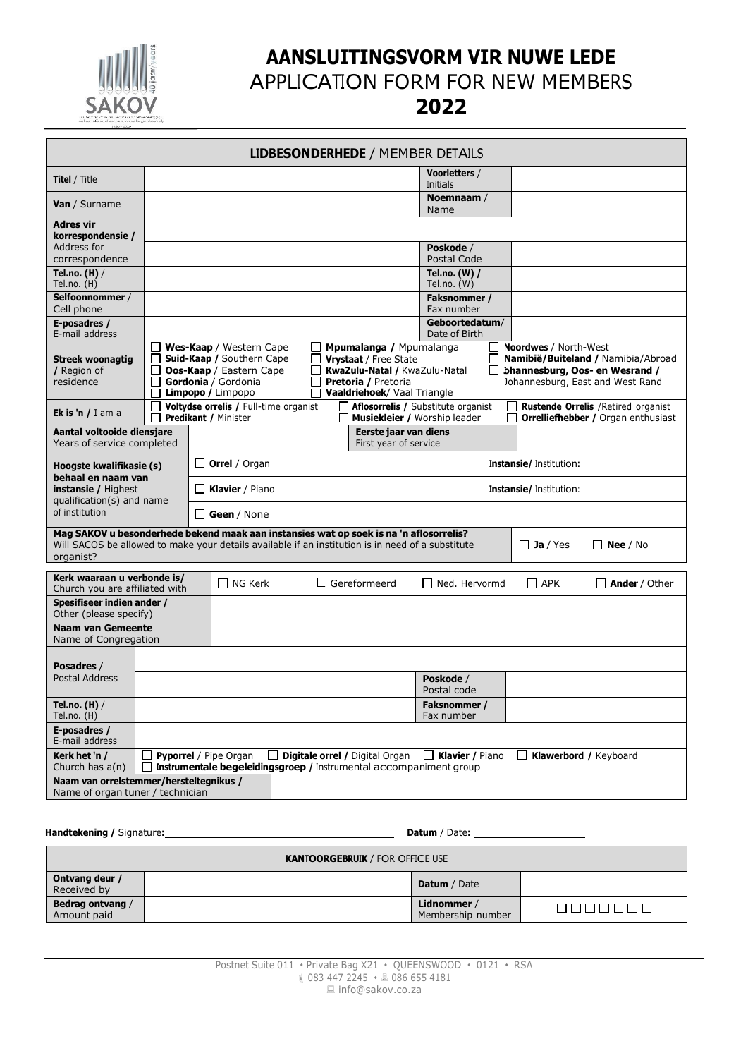# AANSLUITINGSVORM VIR NUWE LEDE
## APPLICATION FORM FOR NEW MEMBERS
## 2022

| **LIDBESONDERHEDE** / MEMBER DETAILS | | | |
|---|---|---|---|
| **Titel** / Title | | **Voorletters** / Initials | |
| **Van** / Surname | | **Noemnaam** / Name | |
| **Adres vir korrespondensie** / Address for correspondence | | | |
| | | **Poskode** / Postal Code | |
| **Tel.no. (H)** / Tel.no. (H) | | **Tel.no. (W)** / Tel.no. (W) | |
| **Selfoonnommer** / Cell phone | | **Faksnommer** / Fax number | |
| **E-posadres** / E-mail address | | **Geboortedatum**/ Date of Birth | |
| **Streek woonagtig / Region of residence** | ☐ **Wes-Kaap** / Western Cape ☐ **Suid-Kaap** / Southern Cape ☐ **Oos-Kaap** / Eastern Cape ☐ **Gordonia** / Gordonia ☐ **Limpopo** / Limpopo ☐ **Mpumalanga** / Mpumalanga ☐ **Vrystaat** / Free State ☐ **KwaZulu-Natal** / KwaZulu-Natal ☐ **Pretoria** / Pretoria ☐ **Vaaldriehoek**/ Vaal Triangle ☐ **Noordwes** / North-West ☐ **Namibië/Buiteland** / Namibia/Abroad ☐ **Johannesburg, Oos- en Wesrand** / Johannesburg, East and West Rand | | |
| **Ek is 'n** / I am a | ☐ **Voltydse orrelis** / Full-time organist ☐ **Predikant** / Minister ☐ **Aflosorrelis** / Substitute organist ☐ **Musiekleier** / Worship leader ☐ **Rustende Orrelis** /Retired organist ☐ **Orrelliefhebber** / Organ enthusiast | | |
| **Aantal voltooide diensjare** Years of service completed | | **Eerste jaar van diens** First year of service | |
| **Hoogste kwalifikasie (s) behaal en naam van instansie** / Highest qualification(s) and name of institution | ☐ **Orrel** / Organ | **Instansie**/ Institution: | |
| | ☐ **Klavier** / Piano | **Instansie**/ Institution: | |
| | ☐ **Geen** / None | | |
| **Mag SAKOV u besonderhede bekend maak aan instansies wat op soek is na 'n aflosorrelis?** Will SACOS be allowed to make your details available if an institution is in need of a substitute organist? | | | ☐ **Ja** / Yes ☐ **Nee** / No |

| | | | |
|---|---|---|---|
| **Kerk waaraan u verbonde is/** Church you are affiliated with | ☐ NG Kerk ☐ Gereformeerd ☐ Ned. Hervormd ☐ APK ☐ **Ander** / Other | | |
| **Spesifiseer indien ander** / Other (please specify) | | | |
| **Naam van Gemeente** Name of Congregation | | | |
| **Posadres** / Postal Address | | | |
| | | **Poskode** / Postal code | |
| **Tel.no. (H)** / Tel.no. (H) | | **Faksnommer** / Fax number | |
| **E-posadres** / E-mail address | | | |
| **Kerk het 'n** / Church has a(n) | ☐ **Pyporrel** / Pipe Organ ☐ **Digitale orrel** / Digital Organ ☐ **Klavier** / Piano ☐ **Klawerbord** / Keyboard ☐ **Instrumentale begeleidingsgroep** / Instrumental accompaniment group | | |
| **Naam van orrelstemmer/hersteltegnikus** / Name of organ tuner / technician | | | |

**Handtekening** / Signature**:** ______________________ **Datum** / Date**:** ______________

| **KANTOORGEBRUIK** / FOR OFFICE USE | | | |
|---|---|---|---|
| **Ontvang deur** / Received by | | **Datum** / Date | |
| **Bedrag ontvang** / Amount paid | | **Lidnommer** / Membership number | ☐☐☐☐☐☐☐ |

Postnet Suite 011 • Private Bag X21 • QUEENSWOOD • 0121 • RSA
083 447 2245 • 086 655 4181
info@sakov.co.za